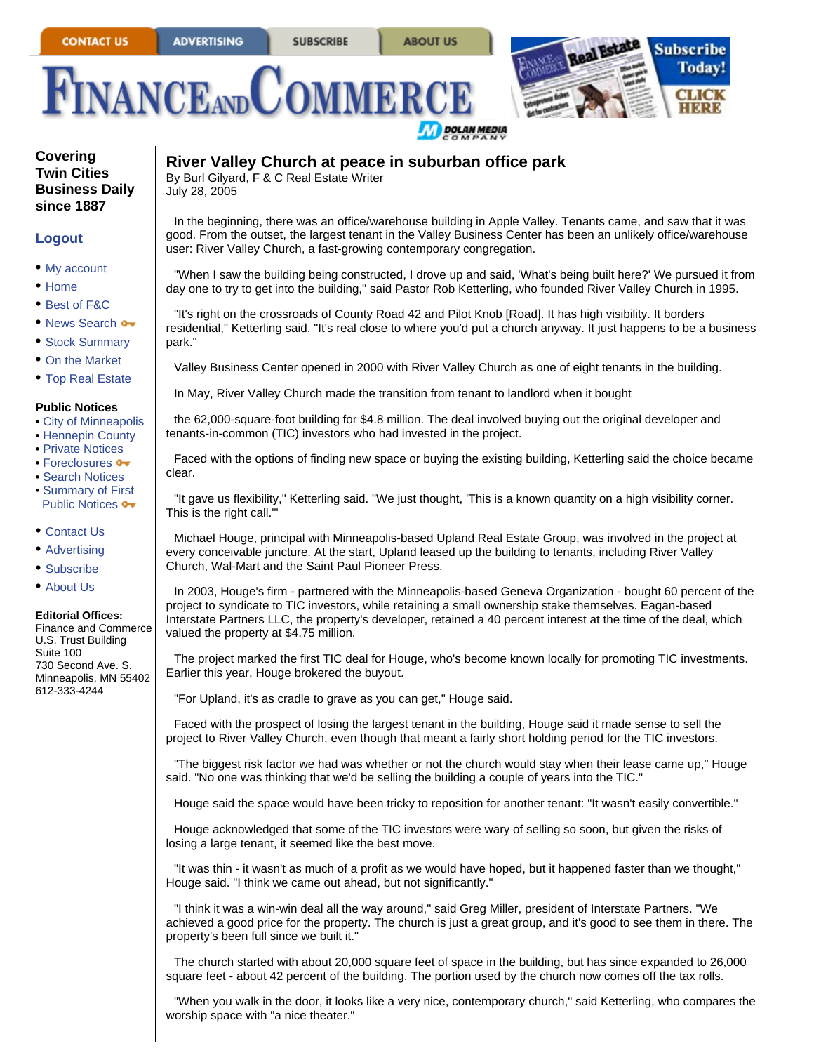# River Valley Church at peace in suburban office park

By Burl Gilyard, F & C Real Estate Writer
July 28, 2005

In the beginning, there was an office/warehouse building in Apple Valley. Tenants came, and saw that it was good. From the outset, the largest tenant in the Valley Business Center has been an unlikely office/warehouse user: River Valley Church, a fast-growing contemporary congregation.

"When I saw the building being constructed, I drove up and said, 'What's being built here?' We pursued it from day one to try to get into the building," said Pastor Rob Ketterling, who founded River Valley Church in 1995.

"It's right on the crossroads of County Road 42 and Pilot Knob [Road]. It has high visibility. It borders residential," Ketterling said. "It's real close to where you'd put a church anyway. It just happens to be a business park."

Valley Business Center opened in 2000 with River Valley Church as one of eight tenants in the building.

In May, River Valley Church made the transition from tenant to landlord when it bought

the 62,000-square-foot building for $4.8 million. The deal involved buying out the original developer and tenants-in-common (TIC) investors who had invested in the project.

Faced with the options of finding new space or buying the existing building, Ketterling said the choice became clear.

"It gave us flexibility," Ketterling said. "We just thought, 'This is a known quantity on a high visibility corner. This is the right call.'"

Michael Houge, principal with Minneapolis-based Upland Real Estate Group, was involved in the project at every conceivable juncture. At the start, Upland leased up the building to tenants, including River Valley Church, Wal-Mart and the Saint Paul Pioneer Press.

In 2003, Houge's firm - partnered with the Minneapolis-based Geneva Organization - bought 60 percent of the project to syndicate to TIC investors, while retaining a small ownership stake themselves. Eagan-based Interstate Partners LLC, the property's developer, retained a 40 percent interest at the time of the deal, which valued the property at $4.75 million.

The project marked the first TIC deal for Houge, who's become known locally for promoting TIC investments. Earlier this year, Houge brokered the buyout.

"For Upland, it's as cradle to grave as you can get," Houge said.

Faced with the prospect of losing the largest tenant in the building, Houge said it made sense to sell the project to River Valley Church, even though that meant a fairly short holding period for the TIC investors.

"The biggest risk factor we had was whether or not the church would stay when their lease came up," Houge said. "No one was thinking that we'd be selling the building a couple of years into the TIC."

Houge said the space would have been tricky to reposition for another tenant: "It wasn't easily convertible."

Houge acknowledged that some of the TIC investors were wary of selling so soon, but given the risks of losing a large tenant, it seemed like the best move.

"It was thin - it wasn't as much of a profit as we would have hoped, but it happened faster than we thought," Houge said. "I think we came out ahead, but not significantly."

"I think it was a win-win deal all the way around," said Greg Miller, president of Interstate Partners. "We achieved a good price for the property. The church is just a great group, and it's good to see them in there. The property's been full since we built it."

The church started with about 20,000 square feet of space in the building, but has since expanded to 26,000 square feet - about 42 percent of the building. The portion used by the church now comes off the tax rolls.

"When you walk in the door, it looks like a very nice, contemporary church," said Ketterling, who compares the worship space with "a nice theater."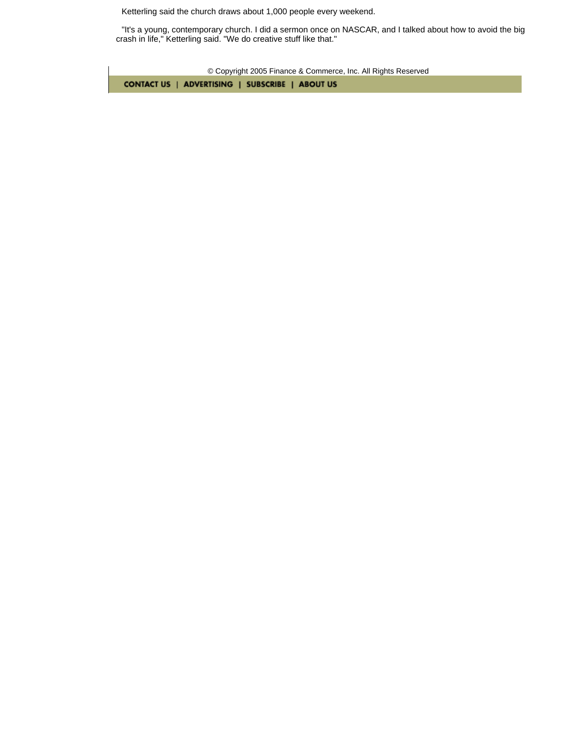Ketterling said the church draws about 1,000 people every weekend.

"It's a young, contemporary church. I did a sermon once on NASCAR, and I talked about how to avoid the big crash in life," Ketterling said. "We do creative stuff like that."

© Copyright 2005 Finance & Commerce, Inc. All Rights Reserved

CONTACT US | ADVERTISING | SUBSCRIBE | ABOUT US